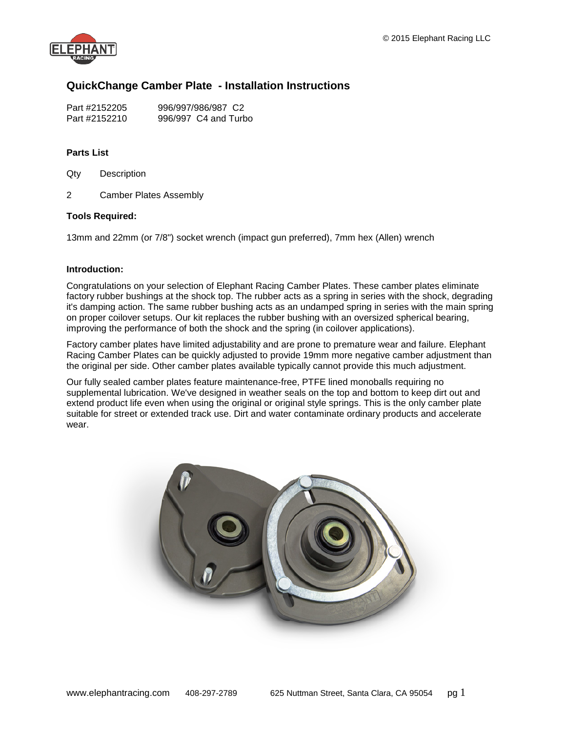# QuickChange Camber Plate - Installation Instructions

| | |
|---|---|
| Part #2152205 | 996/997/986/987 C2 |
| Part #2152210 | 996/997 C4 and Turbo |

### Parts List

| Qty | Description |
|---|---|
| 2 | Camber Plates Assembly |

### Tools Required:

13mm and 22mm (or 7/8") socket wrench (impact gun preferred), 7mm hex (Allen) wrench

### Introduction:

Congratulations on your selection of Elephant Racing Camber Plates. These camber plates eliminate factory rubber bushings at the shock top. The rubber acts as a spring in series with the shock, degrading it's damping action. The same rubber bushing acts as an undamped spring in series with the main spring on proper coilover setups. Our kit replaces the rubber bushing with an oversized spherical bearing, improving the performance of both the shock and the spring (in coilover applications).

Factory camber plates have limited adjustability and are prone to premature wear and failure. Elephant Racing Camber Plates can be quickly adjusted to provide 19mm more negative camber adjustment than the original per side. Other camber plates available typically cannot provide this much adjustment.

Our fully sealed camber plates feature maintenance-free, PTFE lined monoballs requiring no supplemental lubrication. We've designed in weather seals on the top and bottom to keep dirt out and extend product life even when using the original or original style springs. This is the only camber plate suitable for street or extended track use. Dirt and water contaminate ordinary products and accelerate wear.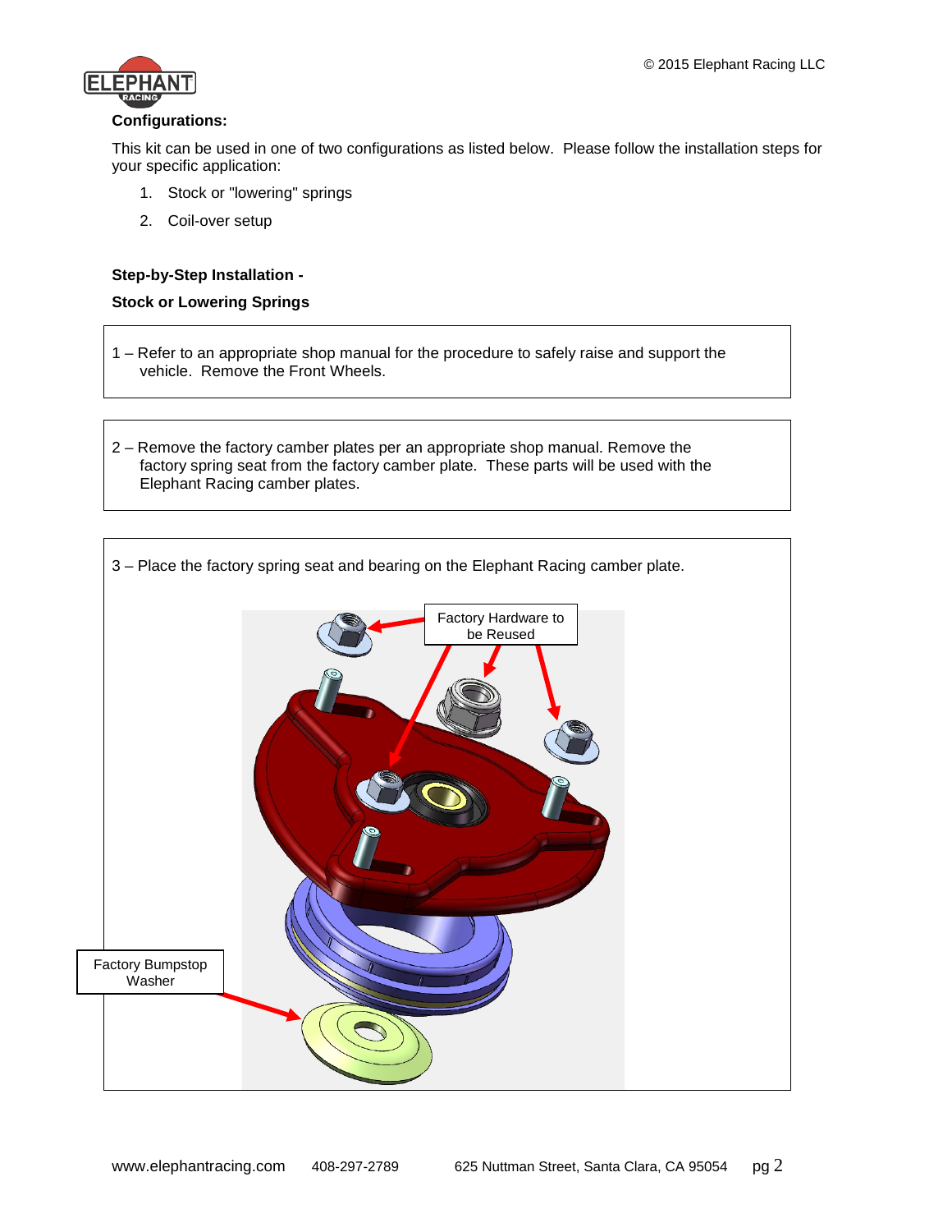**Configurations:**

This kit can be used in one of two configurations as listed below. Please follow the installation steps for your specific application:

1. Stock or "lowering" springs
2. Coil-over setup

**Step-by-Step Installation -**

**Stock or Lowering Springs**

1 – Refer to an appropriate shop manual for the procedure to safely raise and support the vehicle. Remove the Front Wheels.

2 – Remove the factory camber plates per an appropriate shop manual. Remove the factory spring seat from the factory camber plate. These parts will be used with the Elephant Racing camber plates.

3 – Place the factory spring seat and bearing on the Elephant Racing camber plate.

Factory Hardware to be Reused

Factory Bumpstop Washer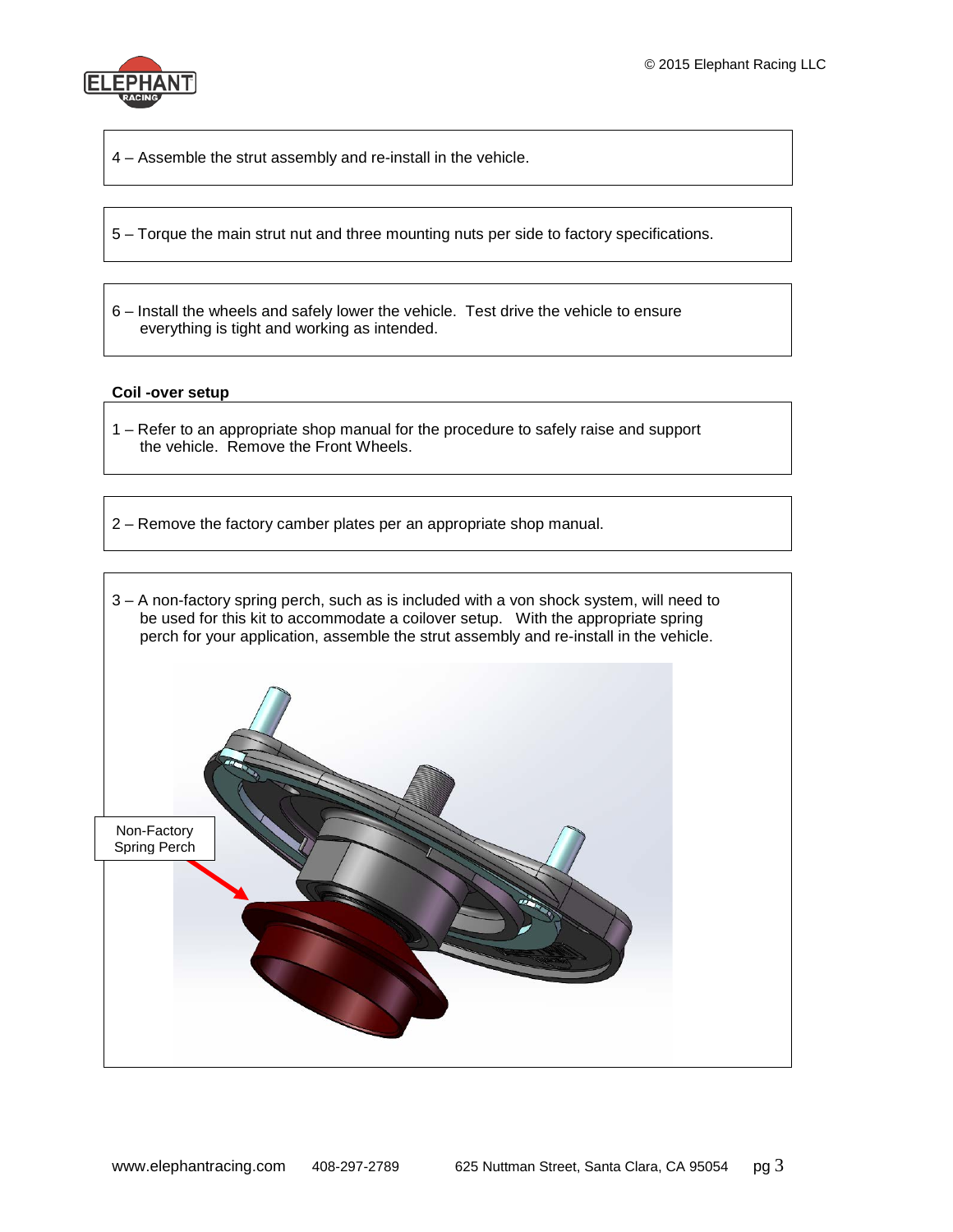4 – Assemble the strut assembly and re-install in the vehicle.

5 – Torque the main strut nut and three mounting nuts per side to factory specifications.

6 – Install the wheels and safely lower the vehicle. Test drive the vehicle to ensure everything is tight and working as intended.

**Coil -over setup**

1 – Refer to an appropriate shop manual for the procedure to safely raise and support the vehicle. Remove the Front Wheels.

2 – Remove the factory camber plates per an appropriate shop manual.

3 – A non-factory spring perch, such as is included with a von shock system, will need to be used for this kit to accommodate a coilover setup. With the appropriate spring perch for your application, assemble the strut assembly and re-install in the vehicle.

Non-Factory Spring Perch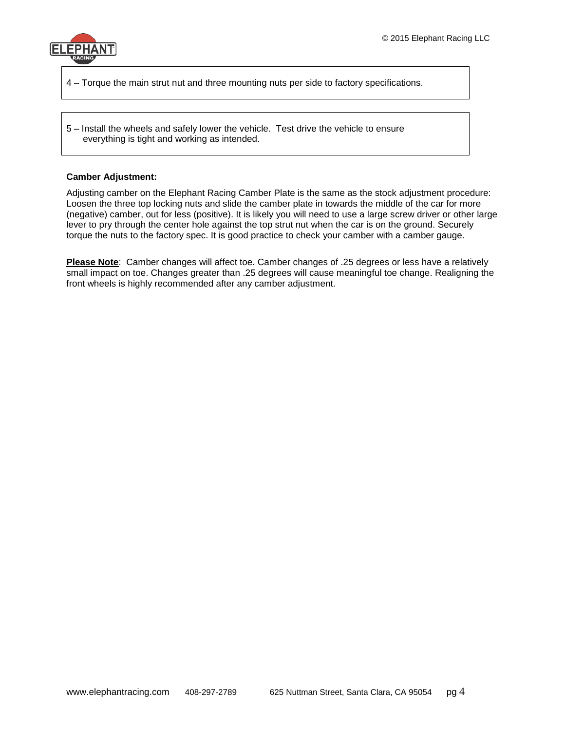4 – Torque the main strut nut and three mounting nuts per side to factory specifications.

5 – Install the wheels and safely lower the vehicle. Test drive the vehicle to ensure everything is tight and working as intended.

**Camber Adjustment:**

Adjusting camber on the Elephant Racing Camber Plate is the same as the stock adjustment procedure: Loosen the three top locking nuts and slide the camber plate in towards the middle of the car for more (negative) camber, out for less (positive). It is likely you will need to use a large screw driver or other large lever to pry through the center hole against the top strut nut when the car is on the ground. Securely torque the nuts to the factory spec. It is good practice to check your camber with a camber gauge.

**Please Note**: Camber changes will affect toe. Camber changes of .25 degrees or less have a relatively small impact on toe. Changes greater than .25 degrees will cause meaningful toe change. Realigning the front wheels is highly recommended after any camber adjustment.